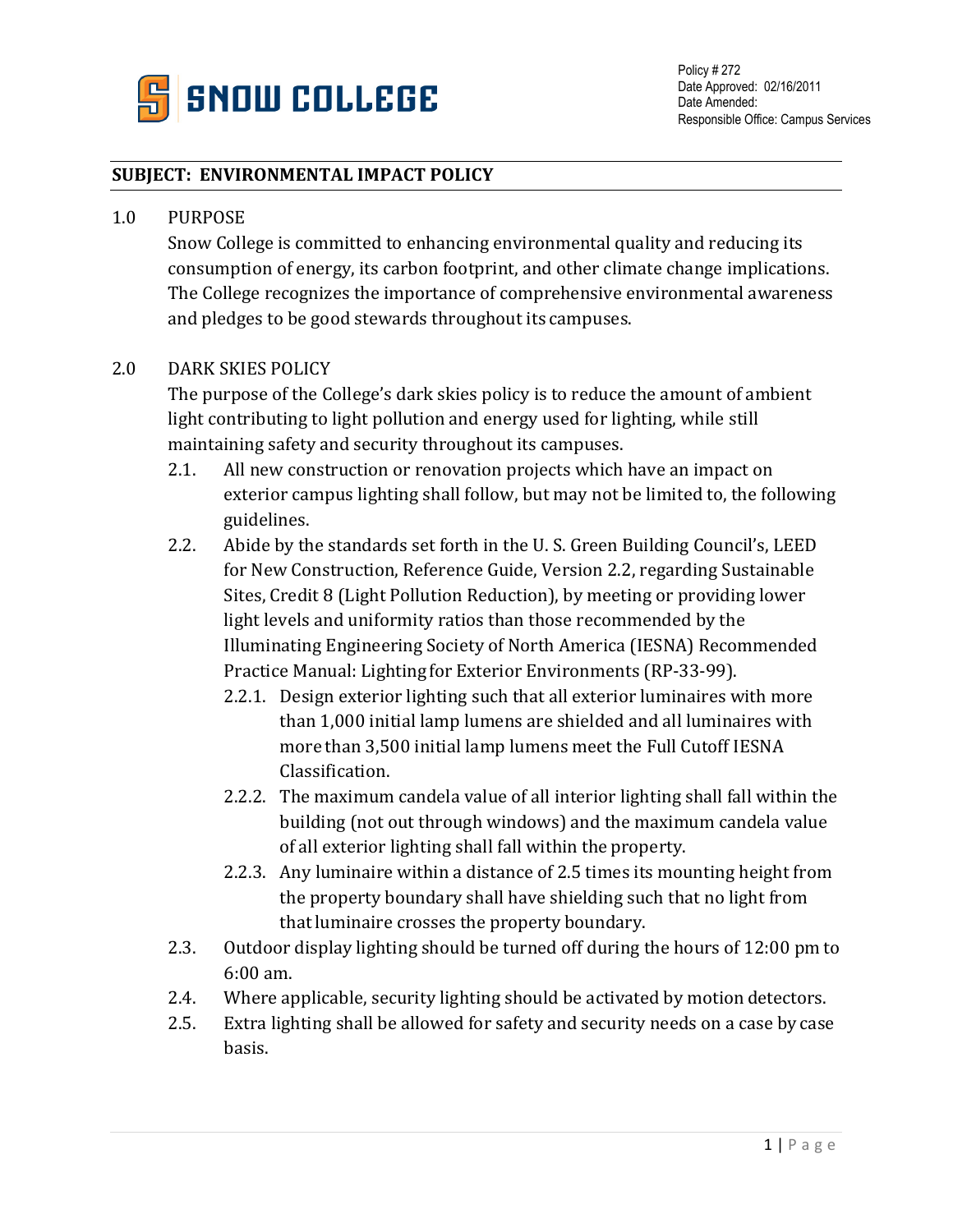SNOW COLLEGE

Policy # 272
Date Approved: 02/16/2011
Date Amended:
Responsible Office: Campus Services

**SUBJECT: ENVIRONMENTAL IMPACT POLICY**

1.0 PURPOSE

Snow College is committed to enhancing environmental quality and reducing its consumption of energy, its carbon footprint, and other climate change implications. The College recognizes the importance of comprehensive environmental awareness and pledges to be good stewards throughout its campuses.

2.0 DARK SKIES POLICY

The purpose of the College's dark skies policy is to reduce the amount of ambient light contributing to light pollution and energy used for lighting, while still maintaining safety and security throughout its campuses.

2.1. All new construction or renovation projects which have an impact on exterior campus lighting shall follow, but may not be limited to, the following guidelines.

2.2. Abide by the standards set forth in the U. S. Green Building Council's, LEED for New Construction, Reference Guide, Version 2.2, regarding Sustainable Sites, Credit 8 (Light Pollution Reduction), by meeting or providing lower light levels and uniformity ratios than those recommended by the Illuminating Engineering Society of North America (IESNA) Recommended Practice Manual: Lighting for Exterior Environments (RP-33-99).

2.2.1. Design exterior lighting such that all exterior luminaires with more than 1,000 initial lamp lumens are shielded and all luminaires with more than 3,500 initial lamp lumens meet the Full Cutoff IESNA Classification.

2.2.2. The maximum candela value of all interior lighting shall fall within the building (not out through windows) and the maximum candela value of all exterior lighting shall fall within the property.

2.2.3. Any luminaire within a distance of 2.5 times its mounting height from the property boundary shall have shielding such that no light from that luminaire crosses the property boundary.

2.3. Outdoor display lighting should be turned off during the hours of 12:00 pm to 6:00 am.

2.4. Where applicable, security lighting should be activated by motion detectors.

2.5. Extra lighting shall be allowed for safety and security needs on a case by case basis.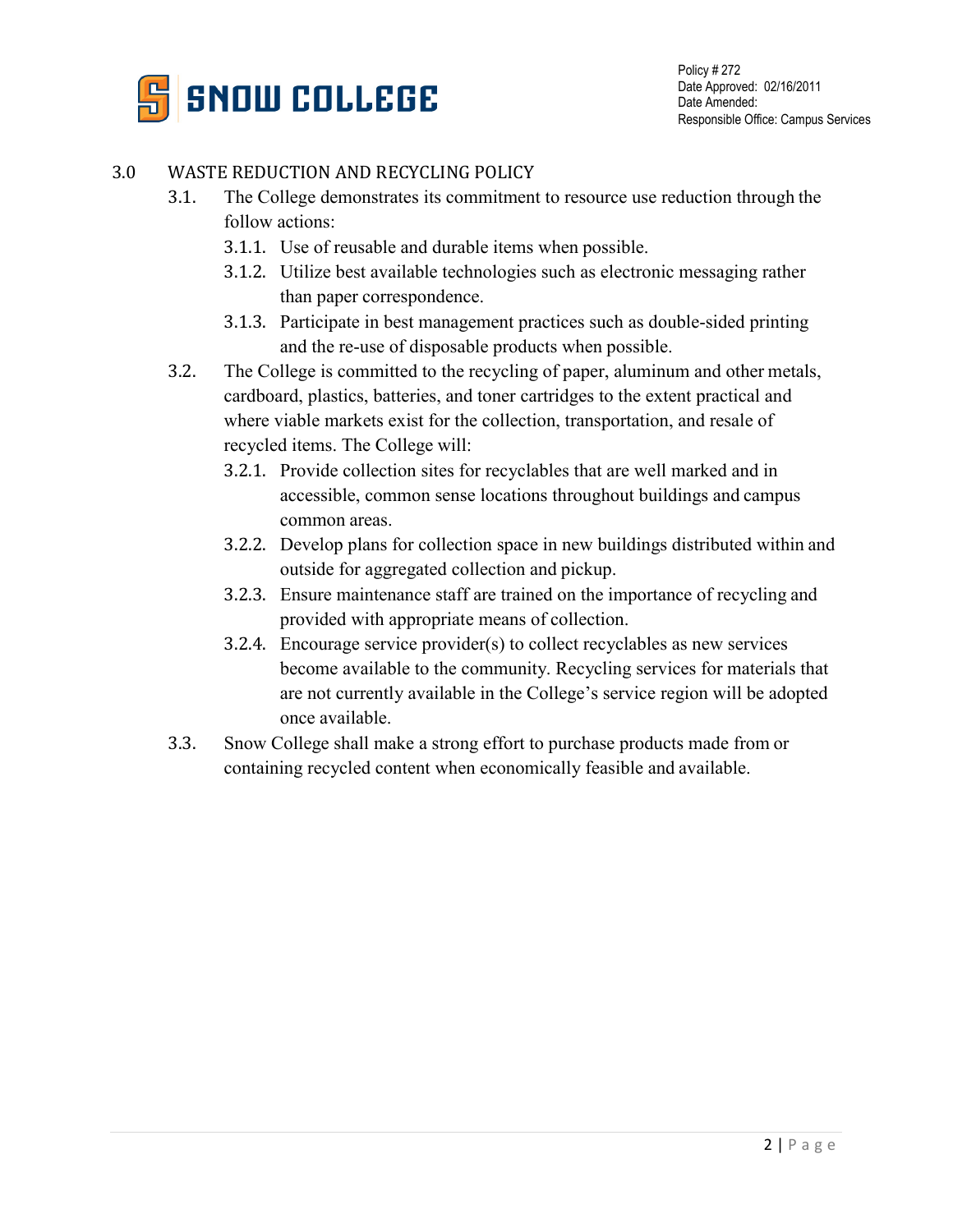## 3.0 WASTE REDUCTION AND RECYCLING POLICY

3.1. The College demonstrates its commitment to resource use reduction through the follow actions:

- 3.1.1. Use of reusable and durable items when possible.
- 3.1.2. Utilize best available technologies such as electronic messaging rather than paper correspondence.
- 3.1.3. Participate in best management practices such as double-sided printing and the re-use of disposable products when possible.

3.2. The College is committed to the recycling of paper, aluminum and other metals, cardboard, plastics, batteries, and toner cartridges to the extent practical and where viable markets exist for the collection, transportation, and resale of recycled items. The College will:

- 3.2.1. Provide collection sites for recyclables that are well marked and in accessible, common sense locations throughout buildings and campus common areas.
- 3.2.2. Develop plans for collection space in new buildings distributed within and outside for aggregated collection and pickup.
- 3.2.3. Ensure maintenance staff are trained on the importance of recycling and provided with appropriate means of collection.
- 3.2.4. Encourage service provider(s) to collect recyclables as new services become available to the community. Recycling services for materials that are not currently available in the College's service region will be adopted once available.

3.3. Snow College shall make a strong effort to purchase products made from or containing recycled content when economically feasible and available.